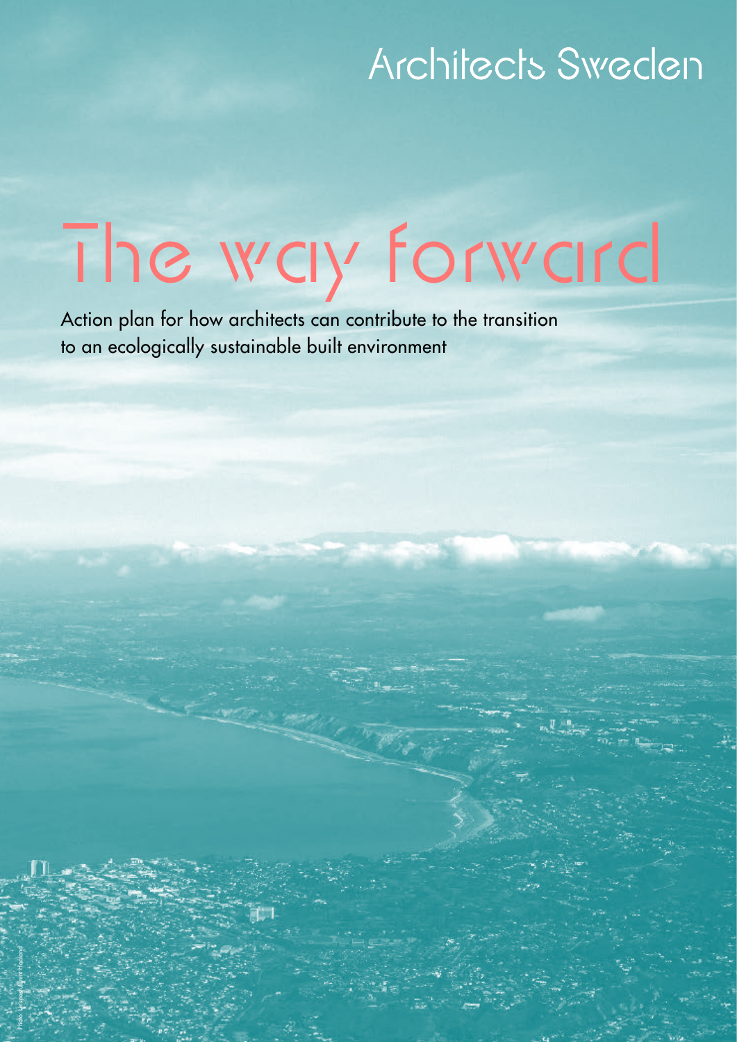Architects Sweden

# The way forward

Action plan for how architects can contribute to the transition to an ecologically sustainable built environment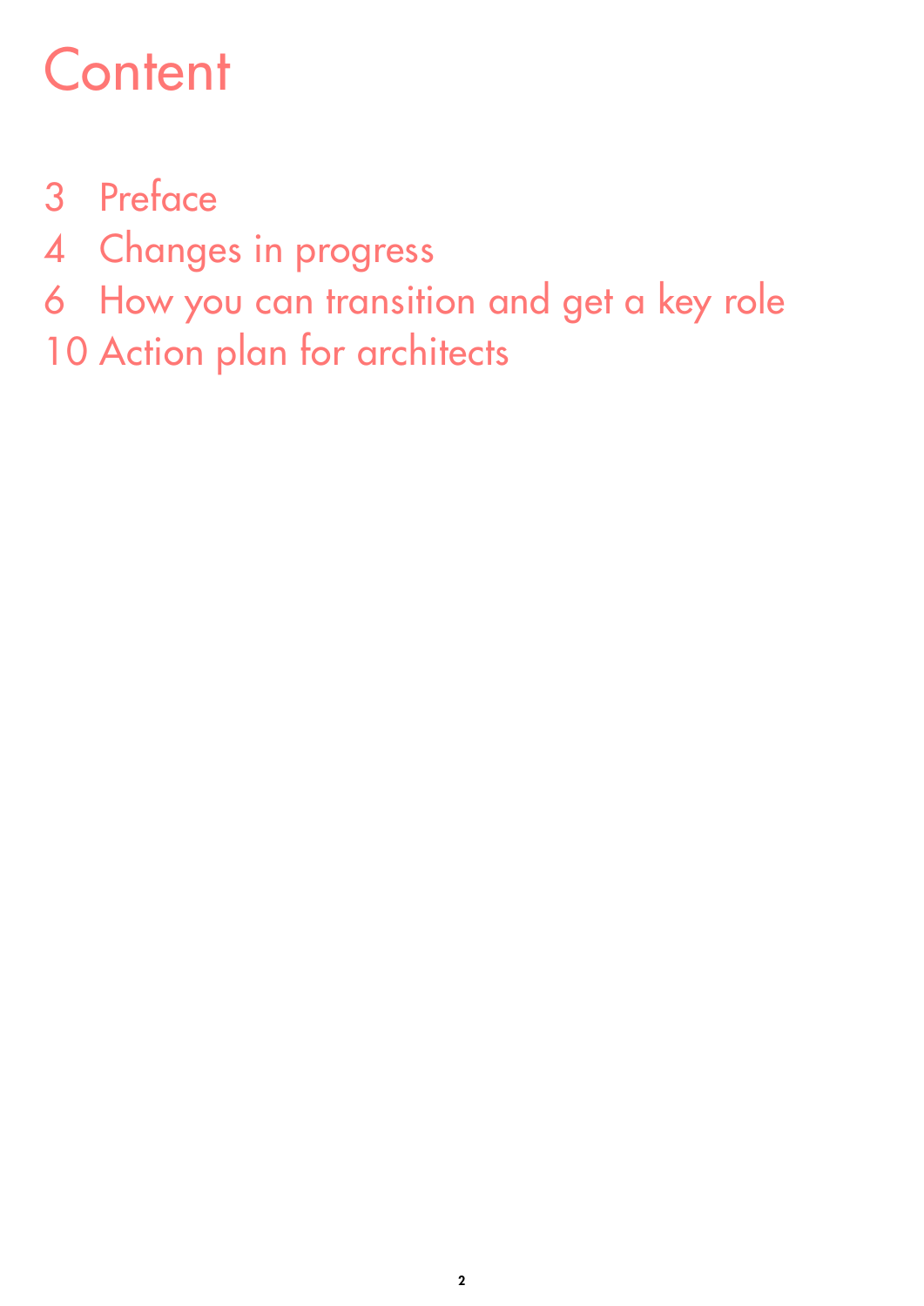# Content

3 Preface
4 Changes in progress
6 How you can transition and get a key role
10 Action plan for architects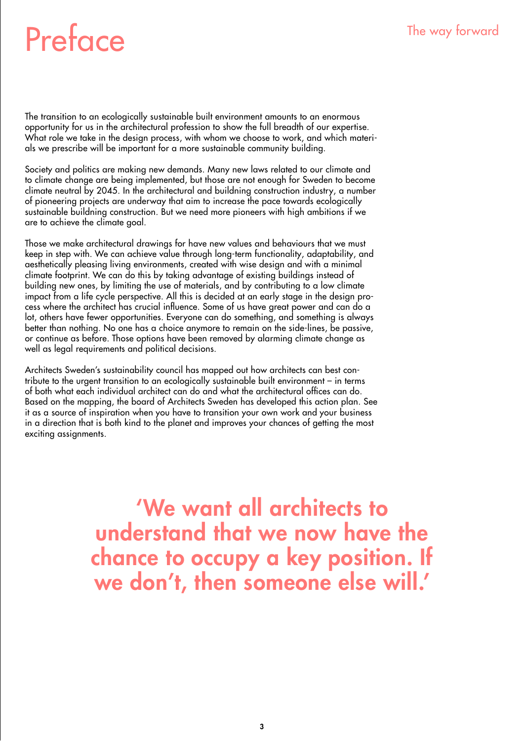# Preface

The transition to an ecologically sustainable built environment amounts to an enormous opportunity for us in the architectural profession to show the full breadth of our expertise. What role we take in the design process, with whom we choose to work, and which materials we prescribe will be important for a more sustainable community building.

Society and politics are making new demands. Many new laws related to our climate and to climate change are being implemented, but those are not enough for Sweden to become climate neutral by 2045. In the architectural and buildning construction industry, a number of pioneering projects are underway that aim to increase the pace towards ecologically sustainable buildning construction. But we need more pioneers with high ambitions if we are to achieve the climate goal.

Those we make architectural drawings for have new values and behaviours that we must keep in step with. We can achieve value through long-term functionality, adaptability, and aesthetically pleasing living environments, created with wise design and with a minimal climate footprint. We can do this by taking advantage of existing buildings instead of building new ones, by limiting the use of materials, and by contributing to a low climate impact from a life cycle perspective. All this is decided at an early stage in the design process where the architect has crucial influence. Some of us have great power and can do a lot, others have fewer opportunities. Everyone can do something, and something is always better than nothing. No one has a choice anymore to remain on the side-lines, be passive, or continue as before. Those options have been removed by alarming climate change as well as legal requirements and political decisions.

Architects Sweden's sustainability council has mapped out how architects can best contribute to the urgent transition to an ecologically sustainable built environment – in terms of both what each individual architect can do and what the architectural offices can do. Based on the mapping, the board of Architects Sweden has developed this action plan. See it as a source of inspiration when you have to transition your own work and your business in a direction that is both kind to the planet and improves your chances of getting the most exciting assignments.

**'We want all architects to understand that we now have the chance to occupy a key position. If we don't, then someone else will.'**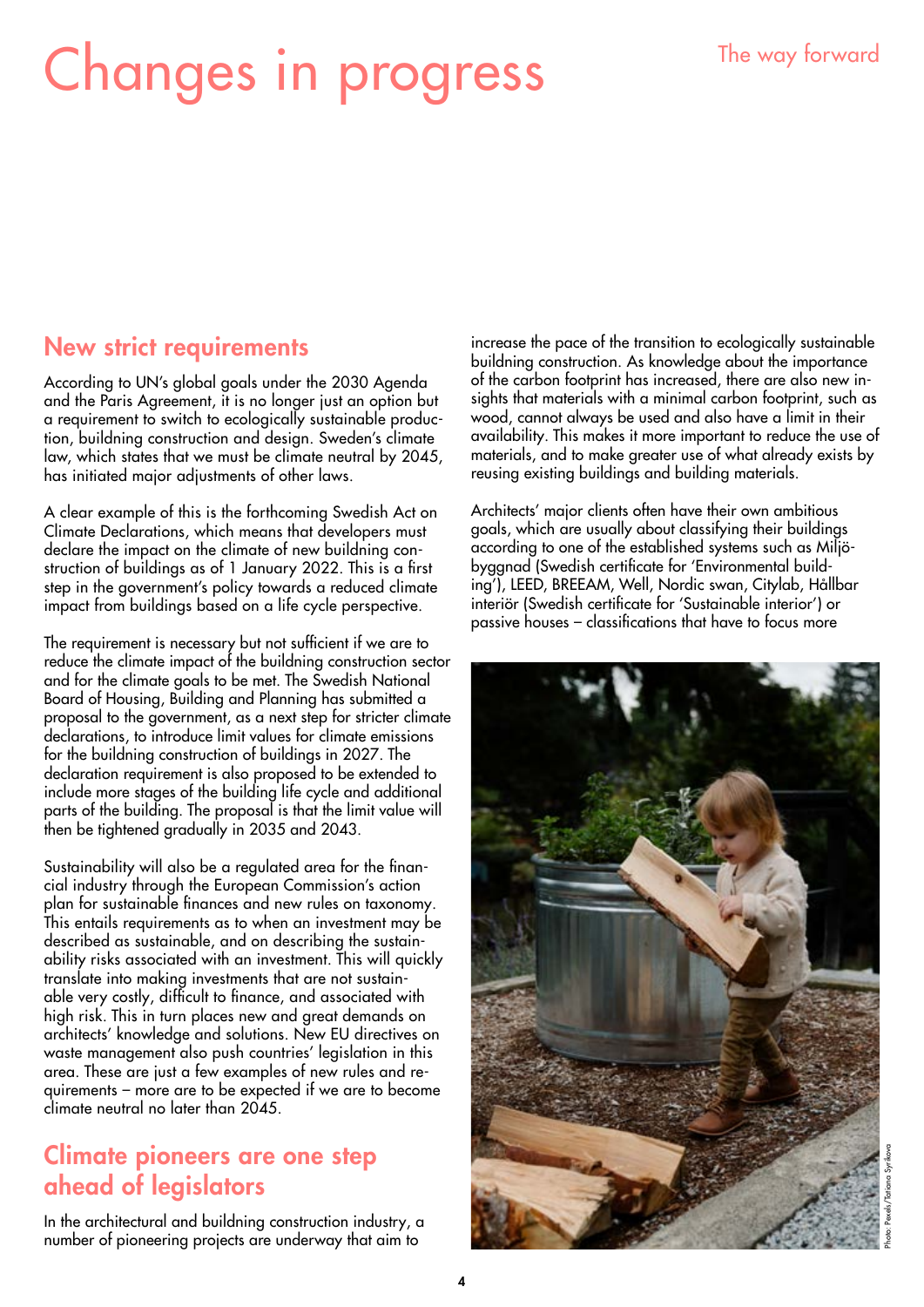# Changes in progress

## New strict requirements

According to UN's global goals under the 2030 Agenda and the Paris Agreement, it is no longer just an option but a requirement to switch to ecologically sustainable production, buildning construction and design. Sweden's climate law, which states that we must be climate neutral by 2045, has initiated major adjustments of other laws.

A clear example of this is the forthcoming Swedish Act on Climate Declarations, which means that developers must declare the impact on the climate of new buildning construction of buildings as of 1 January 2022. This is a first step in the government's policy towards a reduced climate impact from buildings based on a life cycle perspective.

The requirement is necessary but not sufficient if we are to reduce the climate impact of the building construction sector and for the climate goals to be met. The Swedish National Board of Housing, Building and Planning has submitted a proposal to the government, as a next step for stricter climate declarations, to introduce limit values for climate emissions for the buildning construction of buildings in 2027. The declaration requirement is also proposed to be extended to include more stages of the building life cycle and additional parts of the building. The proposal is that the limit value will then be tightened gradually in 2035 and 2043.

Sustainability will also be a regulated area for the financial industry through the European Commission's action plan for sustainable finances and new rules on taxonomy. This entails requirements as to when an investment may be described as sustainable, and on describing the sustainability risks associated with an investment. This will quickly translate into making investments that are not sustainable very costly, difficult to finance, and associated with high risk. This in turn places new and great demands on architects' knowledge and solutions. New EU directives on waste management also push countries' legislation in this area. These are just a few examples of new rules and requirements – more are to be expected if we are to become climate neutral no later than 2045.

## Climate pioneers are one step ahead of legislators

In the architectural and building construction industry, a number of pioneering projects are underway that aim to increase the pace of the transition to ecologically sustainable buildning construction. As knowledge about the importance of the carbon footprint has increased, there are also new insights that materials with a minimal carbon footprint, such as wood, cannot always be used and also have a limit in their availability. This makes it more important to reduce the use of materials, and to make greater use of what already exists by reusing existing buildings and building materials.

Architects' major clients often have their own ambitious goals, which are usually about classifying their buildings according to one of the established systems such as Miljöbyggnad (Swedish certificate for 'Environmental building'), LEED, BREEAM, Well, Nordic swan, Citylab, Hållbar interiör (Swedish certificate for 'Sustainable interior') or passive houses – classifications that have to focus more

Photo: Pexels/Tatiana Syrikova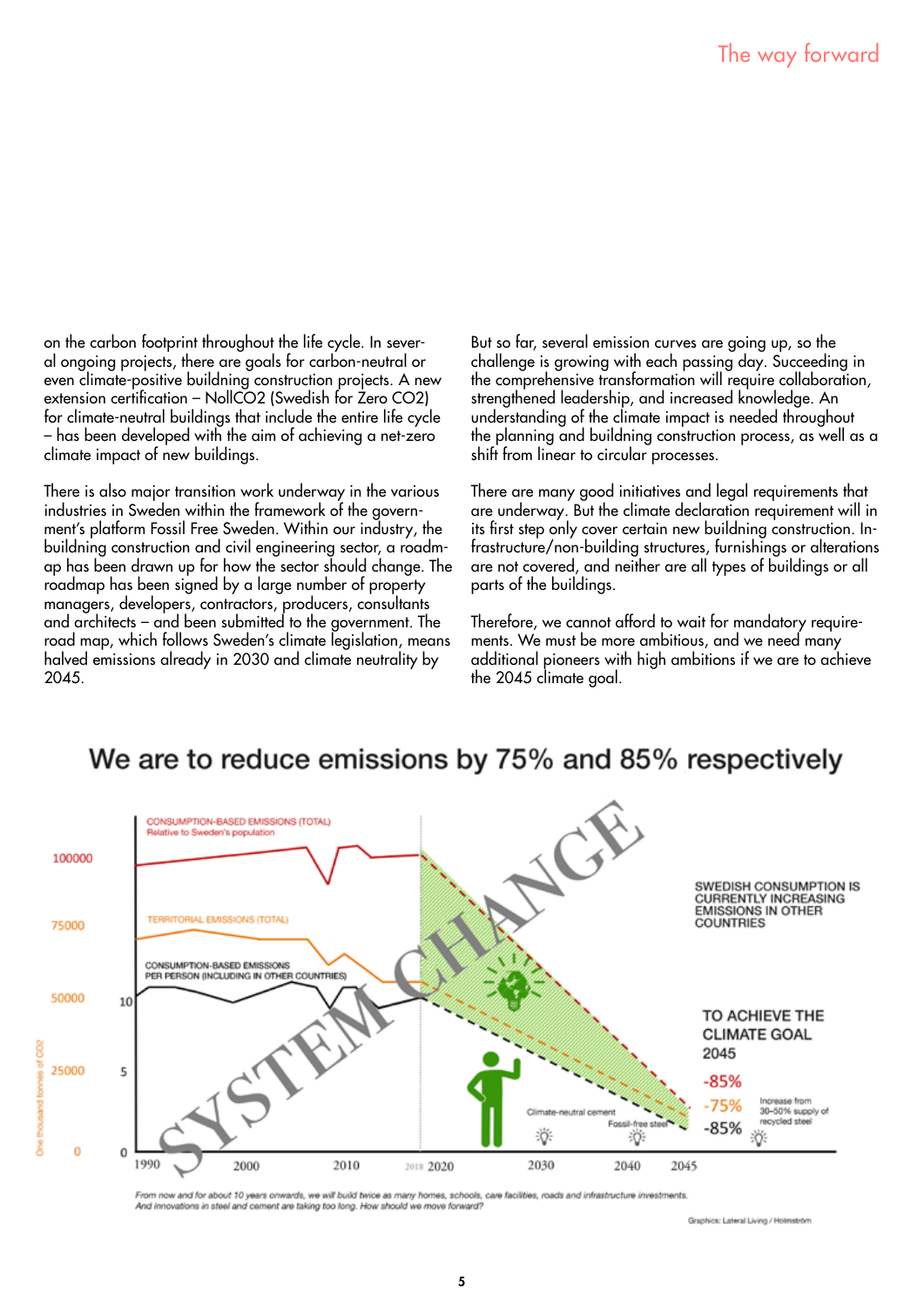on the carbon footprint throughout the life cycle. In several ongoing projects, there are goals for carbon-neutral or even climate-positive building construction projects. A new extension certification – NollCO2 (Swedish for Zero CO2) for climate-neutral buildings that include the entire life cycle – has been developed with the aim of achieving a net-zero climate impact of new buildings.

There is also major transition work underway in the various industries in Sweden within the framework of the government's platform Fossil Free Sweden. Within our industry, the building construction and civil engineering sector, a roadmap has been drawn up for how the sector should change. The roadmap has been signed by a large number of property managers, developers, contractors, producers, consultants and architects – and been submitted to the government. The road map, which follows Sweden's climate legislation, means halved emissions already in 2030 and climate neutrality by 2045.

But so far, several emission curves are going up, so the challenge is growing with each passing day. Succeeding in the comprehensive transformation will require collaboration, strengthened leadership, and increased knowledge. An understanding of the climate impact is needed throughout the planning and building construction process, as well as a shift from linear to circular processes.

There are many good initiatives and legal requirements that are underway. But the climate declaration requirement will in its first step only cover certain new building construction. Infrastructure/non-building structures, furnishings or alterations are not covered, and neither are all types of buildings or all parts of the buildings.

Therefore, we cannot afford to wait for mandatory requirements. We must be more ambitious, and we need many additional pioneers with high ambitions if we are to achieve the 2045 climate goal.

## We are to reduce emissions by 75% and 85% respectively

CONSUMPTION-BASED EMISSIONS (TOTAL) Relative to Sweden's population

TERRITORIAL EMISSIONS (TOTAL)

CONSUMPTION-BASED EMISSIONS PER PERSON (INCLUDING IN OTHER COUNTRIES)

SYSTEM CHANGE

SWEDISH CONSUMPTION IS CURRENTLY INCREASING EMISSIONS IN OTHER COUNTRIES

TO ACHIEVE THE CLIMATE GOAL 2045

-85%

-75%

-85%

Increase from 30–50% supply of recycled steel

Climate-neutral cement

Fossil-free steel

One thousand tonnes of CO2: 0, 25000, 50000, 75000, 100000

0, 5, 10

1990, 2000, 2010, 2018, 2020, 2030, 2040, 2045

*From now and for about 10 years onwards, we will build twice as many homes, schools, care facilities, roads and infrastructure investments. And innovations in steel and cement are taking too long. How should we move forward?*

Graphics: Lateral Living / Holmström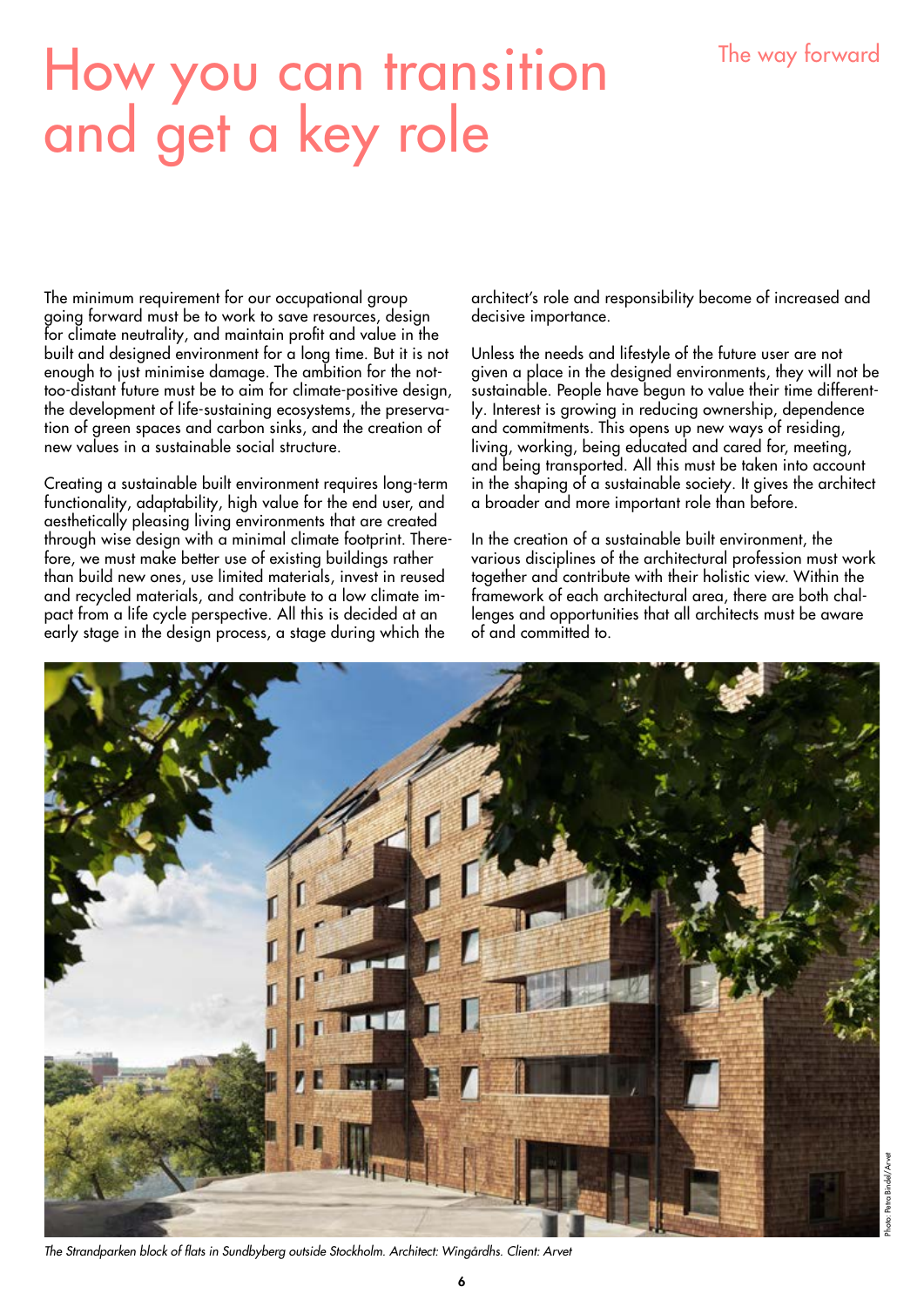# How you can transition and get a key role

The minimum requirement for our occupational group going forward must be to work to save resources, design for climate neutrality, and maintain profit and value in the built and designed environment for a long time. But it is not enough to just minimise damage. The ambition for the not-too-distant future must be to aim for climate-positive design, the development of life-sustaining ecosystems, the preservation of green spaces and carbon sinks, and the creation of new values in a sustainable social structure.

Creating a sustainable built environment requires long-term functionality, adaptability, high value for the end user, and aesthetically pleasing living environments that are created through wise design with a minimal climate footprint. Therefore, we must make better use of existing buildings rather than build new ones, use limited materials, invest in reused and recycled materials, and contribute to a low climate impact from a life cycle perspective. All this is decided at an early stage in the design process, a stage during which the architect's role and responsibility become of increased and decisive importance.

Unless the needs and lifestyle of the future user are not given a place in the designed environments, they will not be sustainable. People have begun to value their time differently. Interest is growing in reducing ownership, dependence and commitments. This opens up new ways of residing, living, working, being educated and cared for, meeting, and being transported. All this must be taken into account in the shaping of a sustainable society. It gives the architect a broader and more important role than before.

In the creation of a sustainable built environment, the various disciplines of the architectural profession must work together and contribute with their holistic view. Within the framework of each architectural area, there are both challenges and opportunities that all architects must be aware of and committed to.

*The Strandparken block of flats in Sundbyberg outside Stockholm. Architect: Wingårdhs. Client: Arvet*

Photo: Petra Bindel/Arvet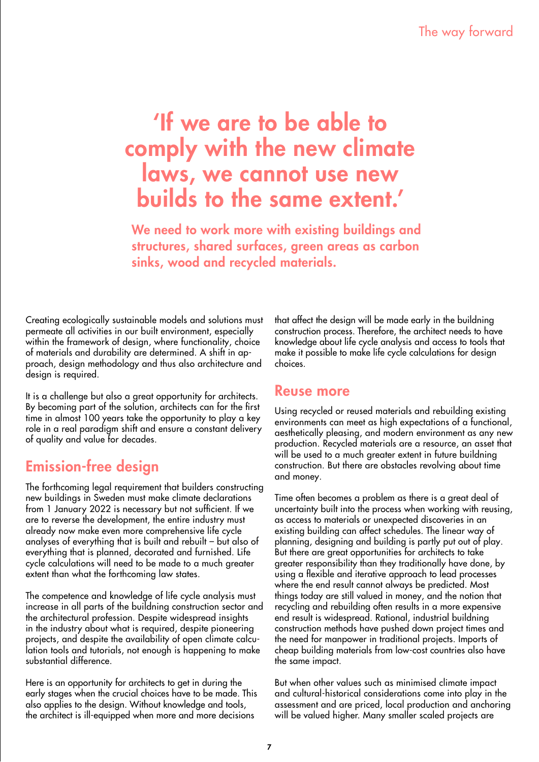# 'If we are to be able to comply with the new climate laws, we cannot use new builds to the same extent.'

**We need to work more with existing buildings and structures, shared surfaces, green areas as carbon sinks, wood and recycled materials.**

Creating ecologically sustainable models and solutions must permeate all activities in our built environment, especially within the framework of design, where functionality, choice of materials and durability are determined. A shift in approach, design methodology and thus also architecture and design is required.

It is a challenge but also a great opportunity for architects. By becoming part of the solution, architects can for the first time in almost 100 years take the opportunity to play a key role in a real paradigm shift and ensure a constant delivery of quality and value for decades.

## Emission-free design

The forthcoming legal requirement that builders constructing new buildings in Sweden must make climate declarations from 1 January 2022 is necessary but not sufficient. If we are to reverse the development, the entire industry must already now make even more comprehensive life cycle analyses of everything that is built and rebuilt – but also of everything that is planned, decorated and furnished. Life cycle calculations will need to be made to a much greater extent than what the forthcoming law states.

The competence and knowledge of life cycle analysis must increase in all parts of the buildning construction sector and the architectural profession. Despite widespread insights in the industry about what is required, despite pioneering projects, and despite the availability of open climate calculation tools and tutorials, not enough is happening to make substantial difference.

Here is an opportunity for architects to get in during the early stages when the crucial choices have to be made. This also applies to the design. Without knowledge and tools, the architect is ill-equipped when more and more decisions that affect the design will be made early in the buildning construction process. Therefore, the architect needs to have knowledge about life cycle analysis and access to tools that make it possible to make life cycle calculations for design choices.

## Reuse more

Using recycled or reused materials and rebuilding existing environments can meet as high expectations of a functional, aesthetically pleasing, and modern environment as any new production. Recycled materials are a resource, an asset that will be used to a much greater extent in future buildning construction. But there are obstacles revolving about time and money.

Time often becomes a problem as there is a great deal of uncertainty built into the process when working with reusing, as access to materials or unexpected discoveries in an existing building can affect schedules. The linear way of planning, designing and building is partly put out of play. But there are great opportunities for architects to take greater responsibility than they traditionally have done, by using a flexible and iterative approach to lead processes where the end result cannot always be predicted. Most things today are still valued in money, and the notion that recycling and rebuilding often results in a more expensive end result is widespread. Rational, industrial buildning construction methods have pushed down project times and the need for manpower in traditional projects. Imports of cheap building materials from low-cost countries also have the same impact.

But when other values such as minimised climate impact and cultural-historical considerations come into play in the assessment and are priced, local production and anchoring will be valued higher. Many smaller scaled projects are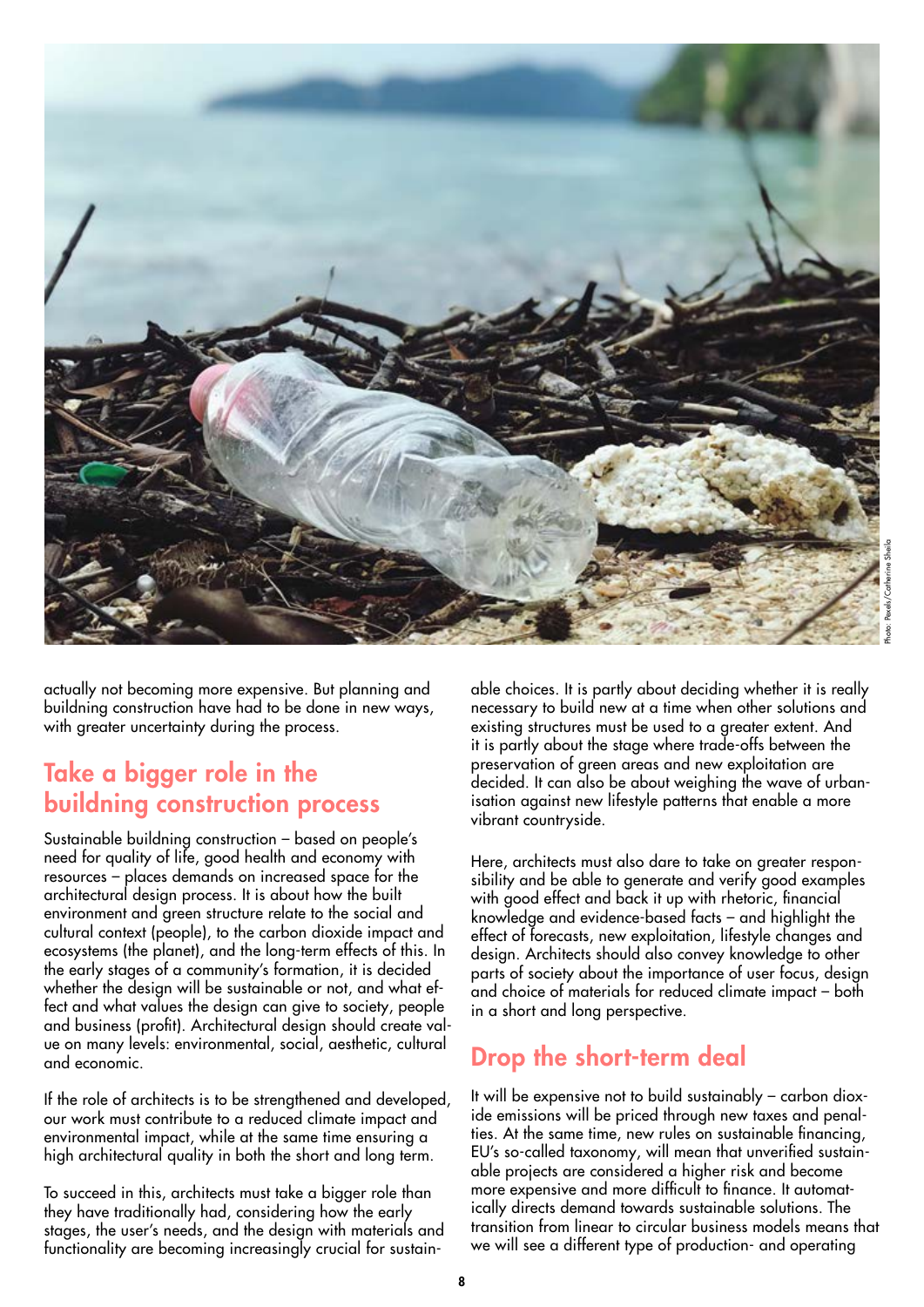actually not becoming more expensive. But planning and buildning construction have had to be done in new ways, with greater uncertainty during the process.

## Take a bigger role in the buildning construction process

Sustainable buildning construction – based on people's need for quality of life, good health and economy with resources – places demands on increased space for the architectural design process. It is about how the built environment and green structure relate to the social and cultural context (people), to the carbon dioxide impact and ecosystems (the planet), and the long-term effects of this. In the early stages of a community's formation, it is decided whether the design will be sustainable or not, and what effect and what values the design can give to society, people and business (profit). Architectural design should create value on many levels: environmental, social, aesthetic, cultural and economic.

If the role of architects is to be strengthened and developed, our work must contribute to a reduced climate impact and environmental impact, while at the same time ensuring a high architectural quality in both the short and long term.

To succeed in this, architects must take a bigger role than they have traditionally had, considering how the early stages, the user's needs, and the design with materials and functionality are becoming increasingly crucial for sustainable choices. It is partly about deciding whether it is really necessary to build new at a time when other solutions and existing structures must be used to a greater extent. And it is partly about the stage where trade-offs between the preservation of green areas and new exploitation are decided. It can also be about weighing the wave of urbanisation against new lifestyle patterns that enable a more vibrant countryside.

Here, architects must also dare to take on greater responsibility and be able to generate and verify good examples with good effect and back it up with rhetoric, financial knowledge and evidence-based facts – and highlight the effect of forecasts, new exploitation, lifestyle changes and design. Architects should also convey knowledge to other parts of society about the importance of user focus, design and choice of materials for reduced climate impact – both in a short and long perspective.

## Drop the short-term deal

It will be expensive not to build sustainably – carbon dioxide emissions will be priced through new taxes and penalties. At the same time, new rules on sustainable financing, EU's so-called taxonomy, will mean that unverified sustainable projects are considered a higher risk and become more expensive and more difficult to finance. It automatically directs demand towards sustainable solutions. The transition from linear to circular business models means that we will see a different type of production- and operating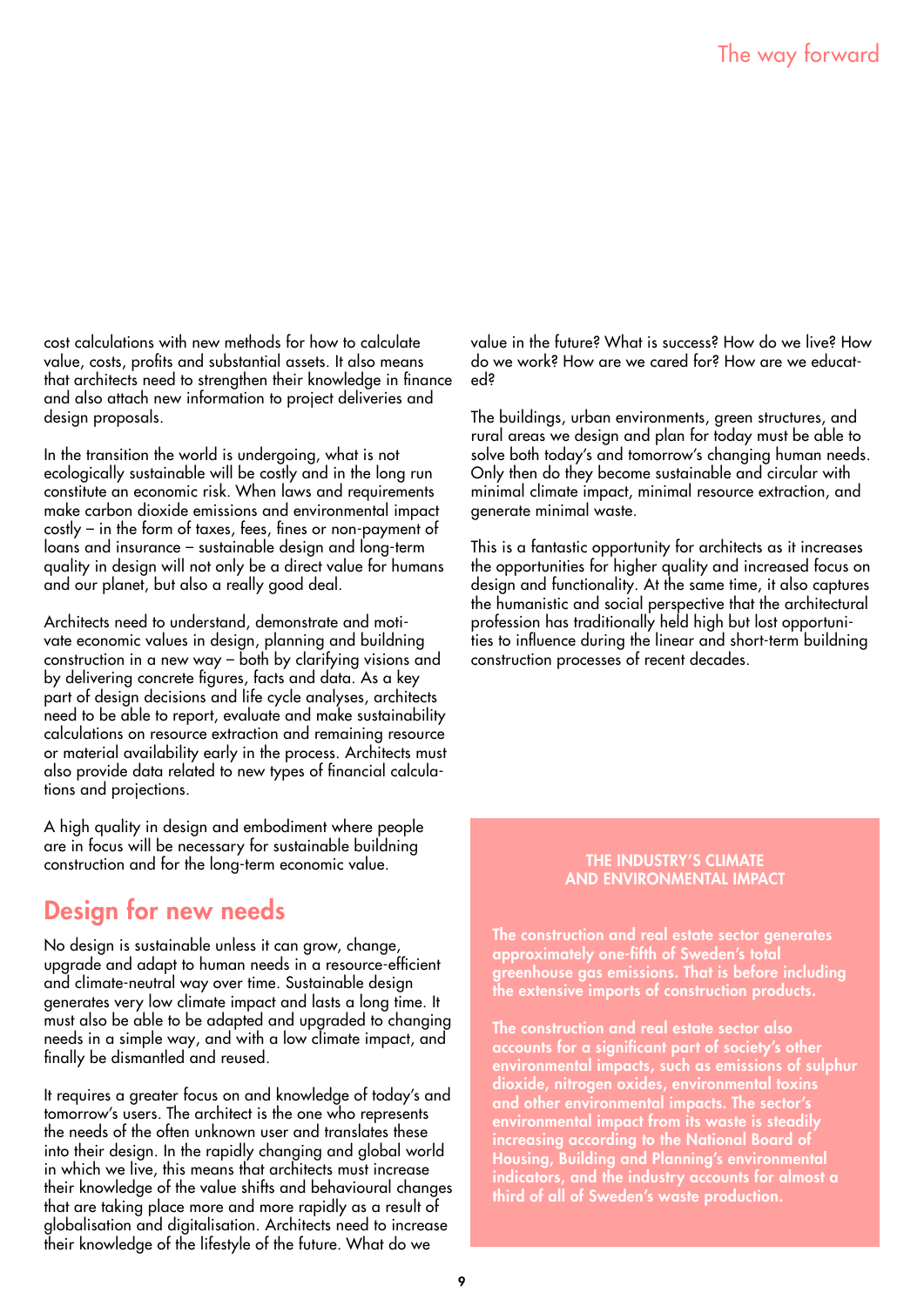cost calculations with new methods for how to calculate value, costs, profits and substantial assets. It also means that architects need to strengthen their knowledge in finance and also attach new information to project deliveries and design proposals.

In the transition the world is undergoing, what is not ecologically sustainable will be costly and in the long run constitute an economic risk. When laws and requirements make carbon dioxide emissions and environmental impact costly – in the form of taxes, fees, fines or non-payment of loans and insurance – sustainable design and long-term quality in design will not only be a direct value for humans and our planet, but also a really good deal.

Architects need to understand, demonstrate and motivate economic values in design, planning and buildning construction in a new way – both by clarifying visions and by delivering concrete figures, facts and data. As a key part of design decisions and life cycle analyses, architects need to be able to report, evaluate and make sustainability calculations on resource extraction and remaining resource or material availability early in the process. Architects must also provide data related to new types of financial calculations and projections.

A high quality in design and embodiment where people are in focus will be necessary for sustainable buildning construction and for the long-term economic value.

## Design for new needs

No design is sustainable unless it can grow, change, upgrade and adapt to human needs in a resource-efficient and climate-neutral way over time. Sustainable design generates very low climate impact and lasts a long time. It must also be able to be adapted and upgraded to changing needs in a simple way, and with a low climate impact, and finally be dismantled and reused.

It requires a greater focus on and knowledge of today's and tomorrow's users. The architect is the one who represents the needs of the often unknown user and translates these into their design. In the rapidly changing and global world in which we live, this means that architects must increase their knowledge of the value shifts and behavioural changes that are taking place more and more rapidly as a result of globalisation and digitalisation. Architects need to increase their knowledge of the lifestyle of the future. What do we value in the future? What is success? How do we live? How do we work? How are we cared for? How are we educated?

The buildings, urban environments, green structures, and rural areas we design and plan for today must be able to solve both today's and tomorrow's changing human needs. Only then do they become sustainable and circular with minimal climate impact, minimal resource extraction, and generate minimal waste.

This is a fantastic opportunity for architects as it increases the opportunities for higher quality and increased focus on design and functionality. At the same time, it also captures the humanistic and social perspective that the architectural profession has traditionally held high but lost opportunities to influence during the linear and short-term buildning construction processes of recent decades.

### THE INDUSTRY'S CLIMATE AND ENVIRONMENTAL IMPACT

**The construction and real estate sector generates approximately one-fifth of Sweden's total greenhouse gas emissions. That is before including the extensive imports of construction products.**

**The construction and real estate sector also accounts for a significant part of society's other environmental impacts, such as emissions of sulphur dioxide, nitrogen oxides, environmental toxins and other environmental impacts. The sector's environmental impact from its waste is steadily increasing according to the National Board of Housing, Building and Planning's environmental indicators, and the industry accounts for almost a third of all of Sweden's waste production.**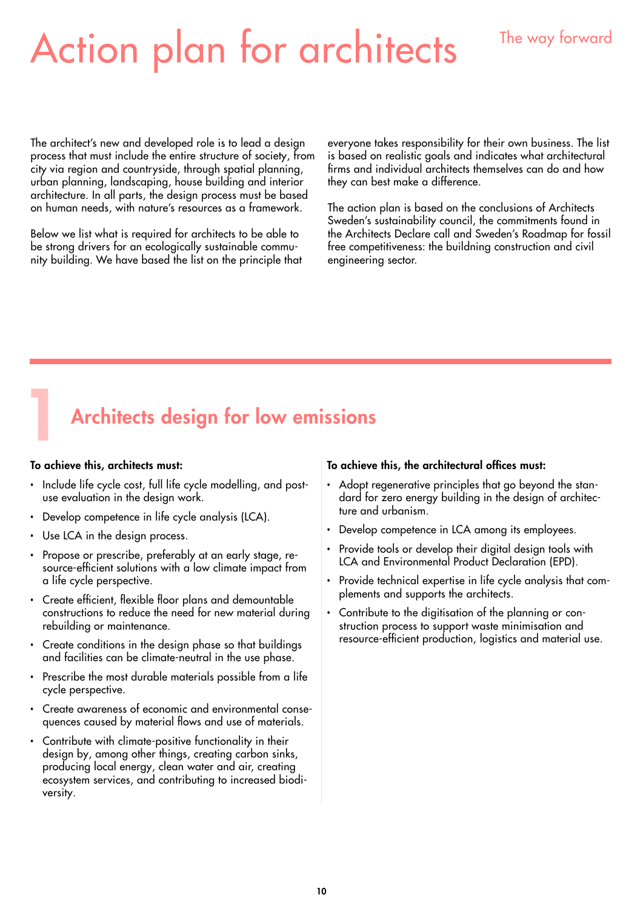# Action plan for architects

The way forward

The architect's new and developed role is to lead a design process that must include the entire structure of society, from city via region and countryside, through spatial planning, urban planning, landscaping, house building and interior architecture. In all parts, the design process must be based on human needs, with nature's resources as a framework.

Below we list what is required for architects to be able to be strong drivers for an ecologically sustainable community building. We have based the list on the principle that everyone takes responsibility for their own business. The list is based on realistic goals and indicates what architectural firms and individual architects themselves can do and how they can best make a difference.

The action plan is based on the conclusions of Architects Sweden's sustainability council, the commitments found in the Architects Declare call and Sweden's Roadmap for fossil free competitiveness: the buildning construction and civil engineering sector.

## 1 Architects design for low emissions

**To achieve this, architects must:**

- Include life cycle cost, full life cycle modelling, and post-use evaluation in the design work.
- Develop competence in life cycle analysis (LCA).
- Use LCA in the design process.
- Propose or prescribe, preferably at an early stage, resource-efficient solutions with a low climate impact from a life cycle perspective.
- Create efficient, flexible floor plans and demountable constructions to reduce the need for new material during rebuilding or maintenance.
- Create conditions in the design phase so that buildings and facilities can be climate-neutral in the use phase.
- Prescribe the most durable materials possible from a life cycle perspective.
- Create awareness of economic and environmental consequences caused by material flows and use of materials.
- Contribute with climate-positive functionality in their design by, among other things, creating carbon sinks, producing local energy, clean water and air, creating ecosystem services, and contributing to increased biodiversity.

**To achieve this, the architectural offices must:**

- Adopt regenerative principles that go beyond the standard for zero energy building in the design of architecture and urbanism.
- Develop competence in LCA among its employees.
- Provide tools or develop their digital design tools with LCA and Environmental Product Declaration (EPD).
- Provide technical expertise in life cycle analysis that complements and supports the architects.
- Contribute to the digitisation of the planning or construction process to support waste minimisation and resource-efficient production, logistics and material use.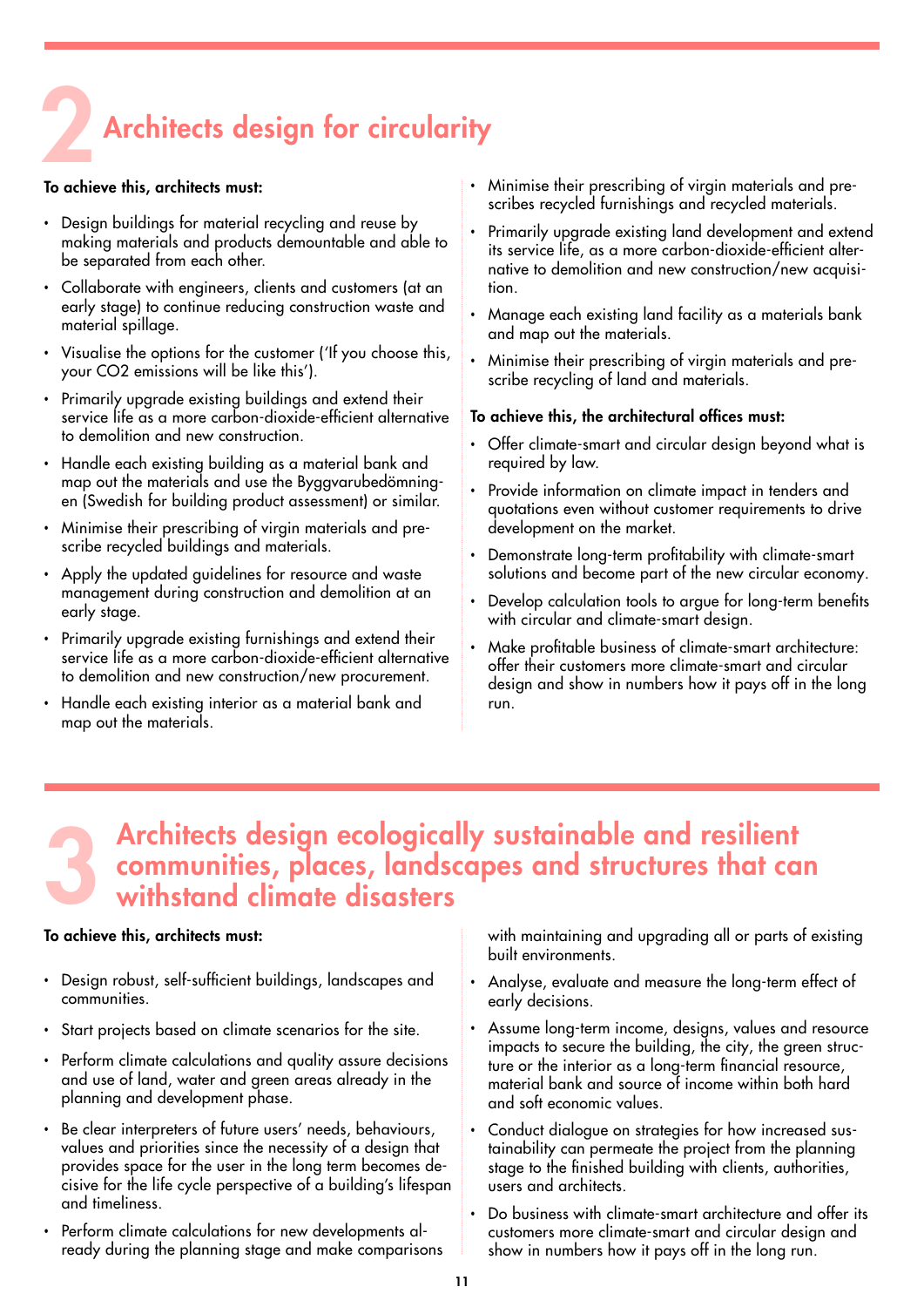# 2 Architects design for circularity

**To achieve this, architects must:**

- Design buildings for material recycling and reuse by making materials and products demountable and able to be separated from each other.
- Collaborate with engineers, clients and customers (at an early stage) to continue reducing construction waste and material spillage.
- Visualise the options for the customer ('If you choose this, your CO2 emissions will be like this').
- Primarily upgrade existing buildings and extend their service life as a more carbon-dioxide-efficient alternative to demolition and new construction.
- Handle each existing building as a material bank and map out the materials and use the Byggvarubedömningen (Swedish for building product assessment) or similar.
- Minimise their prescribing of virgin materials and prescribe recycled buildings and materials.
- Apply the updated guidelines for resource and waste management during construction and demolition at an early stage.
- Primarily upgrade existing furnishings and extend their service life as a more carbon-dioxide-efficient alternative to demolition and new construction/new procurement.
- Handle each existing interior as a material bank and map out the materials.
- Minimise their prescribing of virgin materials and prescribes recycled furnishings and recycled materials.
- Primarily upgrade existing land development and extend its service life, as a more carbon-dioxide-efficient alternative to demolition and new construction/new acquisition.
- Manage each existing land facility as a materials bank and map out the materials.
- Minimise their prescribing of virgin materials and prescribe recycling of land and materials.

**To achieve this, the architectural offices must:**

- Offer climate-smart and circular design beyond what is required by law.
- Provide information on climate impact in tenders and quotations even without customer requirements to drive development on the market.
- Demonstrate long-term profitability with climate-smart solutions and become part of the new circular economy.
- Develop calculation tools to argue for long-term benefits with circular and climate-smart design.
- Make profitable business of climate-smart architecture: offer their customers more climate-smart and circular design and show in numbers how it pays off in the long run.

# 3 Architects design ecologically sustainable and resilient communities, places, landscapes and structures that can withstand climate disasters

**To achieve this, architects must:**

- Design robust, self-sufficient buildings, landscapes and communities.
- Start projects based on climate scenarios for the site.
- Perform climate calculations and quality assure decisions and use of land, water and green areas already in the planning and development phase.
- Be clear interpreters of future users' needs, behaviours, values and priorities since the necessity of a design that provides space for the user in the long term becomes decisive for the life cycle perspective of a building's lifespan and timeliness.
- Perform climate calculations for new developments already during the planning stage and make comparisons with maintaining and upgrading all or parts of existing built environments.
- Analyse, evaluate and measure the long-term effect of early decisions.
- Assume long-term income, designs, values and resource impacts to secure the building, the city, the green structure or the interior as a long-term financial resource, material bank and source of income within both hard and soft economic values.
- Conduct dialogue on strategies for how increased sustainability can permeate the project from the planning stage to the finished building with clients, authorities, users and architects.
- Do business with climate-smart architecture and offer its customers more climate-smart and circular design and show in numbers how it pays off in the long run.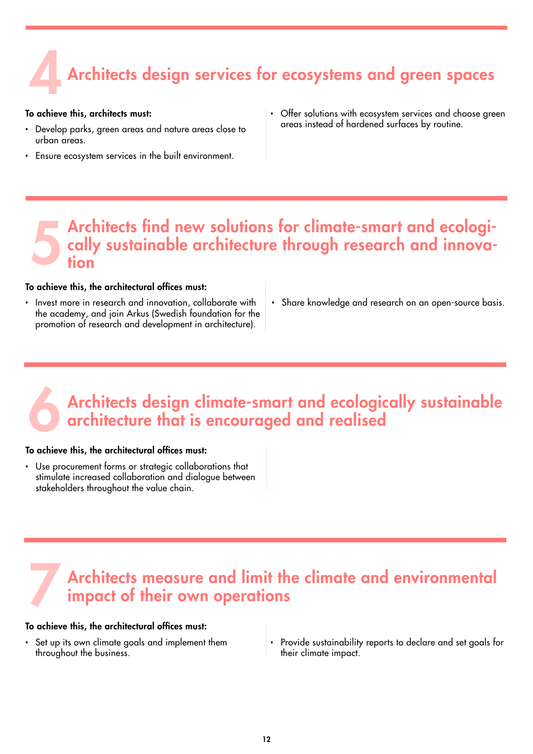## 4 Architects design services for ecosystems and green spaces

**To achieve this, architects must:**

- Develop parks, green areas and nature areas close to urban areas.
- Ensure ecosystem services in the built environment.
- Offer solutions with ecosystem services and choose green areas instead of hardened surfaces by routine.

## 5 Architects find new solutions for climate-smart and ecologically sustainable architecture through research and innovation

**To achieve this, the architectural offices must:**

- Invest more in research and innovation, collaborate with the academy, and join Arkus (Swedish foundation for the promotion of research and development in architecture).
- Share knowledge and research on an open-source basis.

## 6 Architects design climate-smart and ecologically sustainable architecture that is encouraged and realised

**To achieve this, the architectural offices must:**

- Use procurement forms or strategic collaborations that stimulate increased collaboration and dialogue between stakeholders throughout the value chain.

## 7 Architects measure and limit the climate and environmental impact of their own operations

**To achieve this, the architectural offices must:**

- Set up its own climate goals and implement them throughout the business.
- Provide sustainability reports to declare and set goals for their climate impact.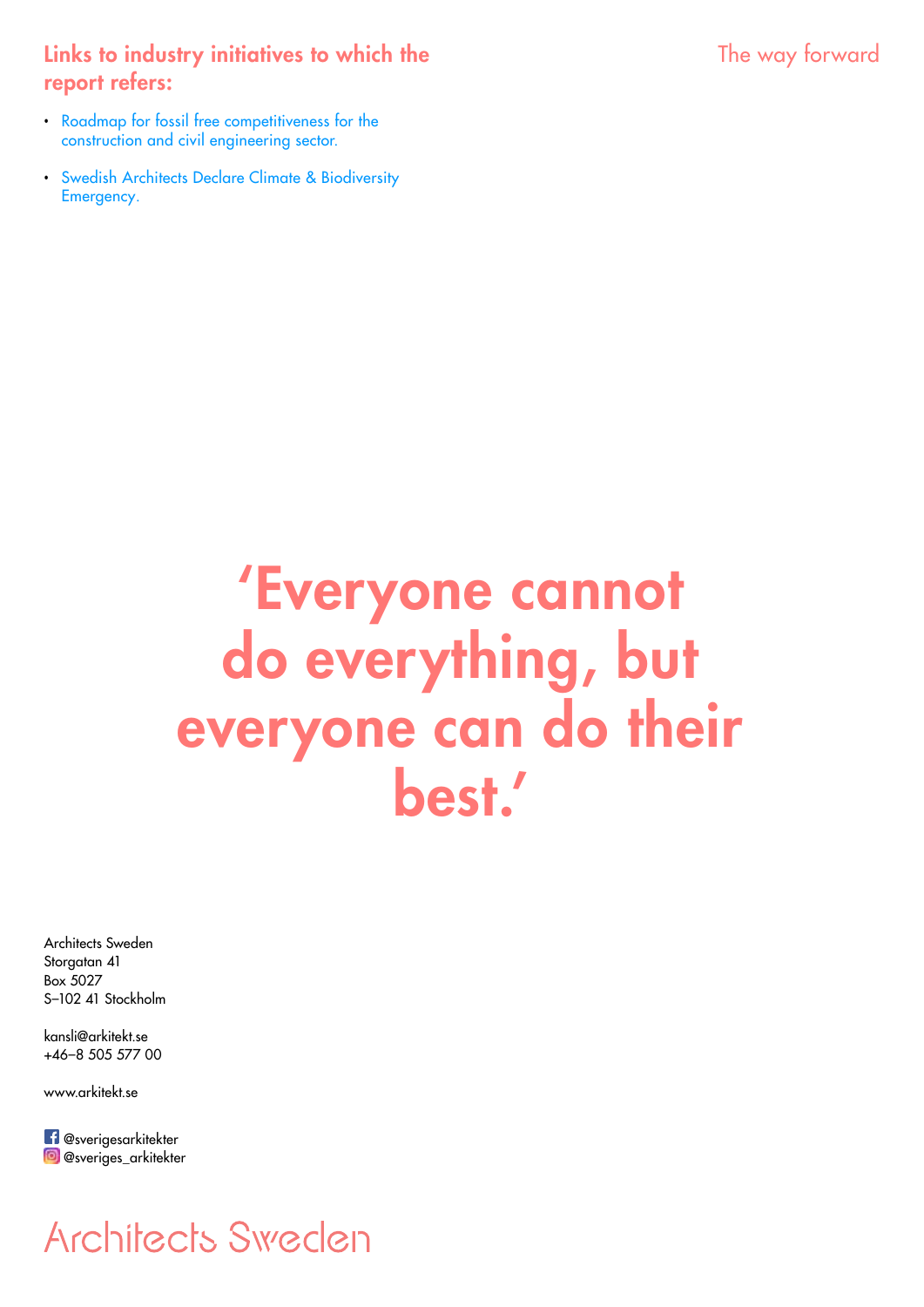## Links to industry initiatives to which the report refers:

- Roadmap for fossil free competitiveness for the construction and civil engineering sector.
- Swedish Architects Declare Climate & Biodiversity Emergency.

# 'Everyone cannot do everything, but everyone can do their best.'

Architects Sweden
Storgatan 41
Box 5027
S–102 41 Stockholm

kansli@arkitekt.se
+46–8 505 577 00

www.arkitekt.se

@sverigesarkitekter
@sveriges_arkitekter

Architects Sweden